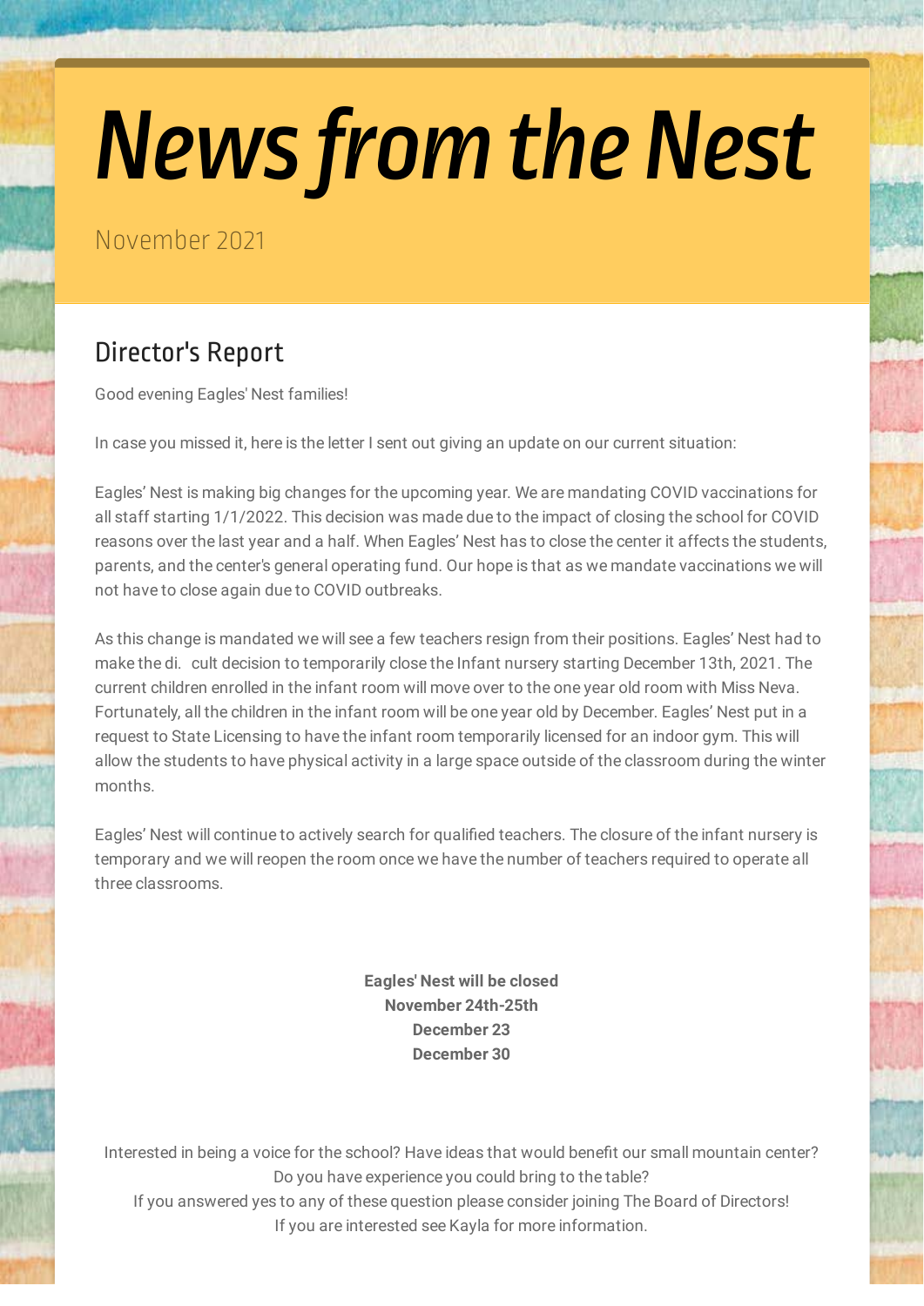# News from the Nest

November 2021

## Director's Report

Good evening Eagles' Nest families!

In case you missed it, here is the letter I sent out giving an update on our current situation:

Eagles' Nest is making big changes for the upcoming year. We are mandating COVID vaccinations for all staff starting 1/1/2022. This decision was made due to the impact of closing the school for COVID reasons over the last year and a half. When Eagles' Nest has to close the center it affects the students, parents, and the center's general operating fund. Our hope is that as we mandate vaccinations we will not have to close again due to COVID outbreaks.

As this change is mandated we will see a few teachers resign from their positions. Eagles' Nest had to make the di cult decision to temporarily close the Infant nursery starting December 13th, 2021. The current children enrolled in the infant room will move over to the one year old room with Miss Neva. Fortunately, all the children in the infant room will be one year old by December. Eagles' Nest put in a request to State Licensing to have the infant room temporarily licensed for an indoor gym. This will allow the students to have physical activity in a large space outside of the classroom during the winter months.

Eagles' Nest will continue to actively search for qualified teachers. The closure of the infant nursery is temporary and we will reopen the room once we have the number of teachers required to operate all three classrooms.

**Eagles' Nest will be closed**
**November 24th-25th**
**December 23**
**December 30**

Interested in being a voice for the school? Have ideas that would benefit our small mountain center? Do you have experience you could bring to the table?
If you answered yes to any of these question please consider joining The Board of Directors!
If you are interested see Kayla for more information.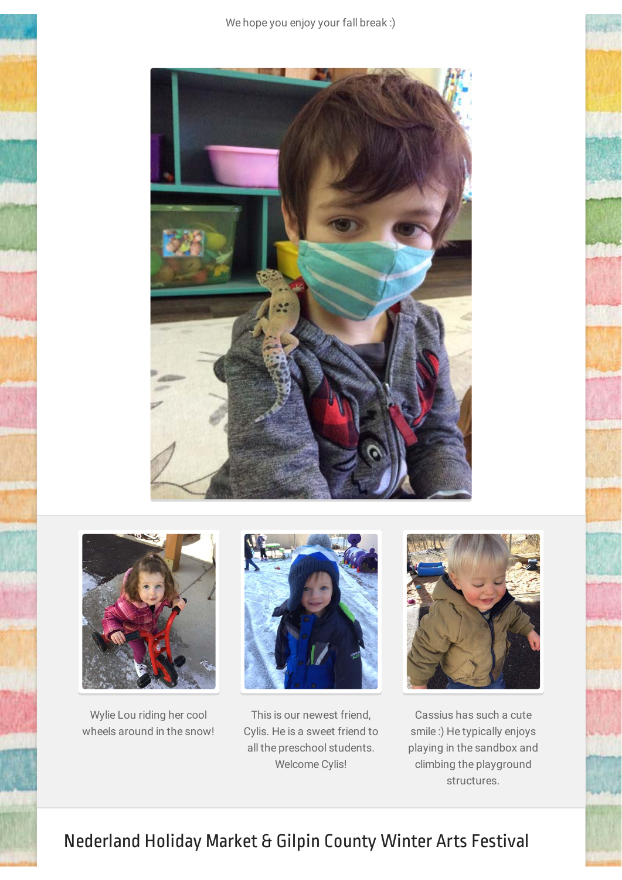We hope you enjoy your fall break :)

Wylie Lou riding her cool wheels around in the snow!

This is our newest friend, Cylis. He is a sweet friend to all the preschool students. Welcome Cylis!

Cassius has such a cute smile :) He typically enjoys playing in the sandbox and climbing the playground structures.

## Nederland Holiday Market & Gilpin County Winter Arts Festival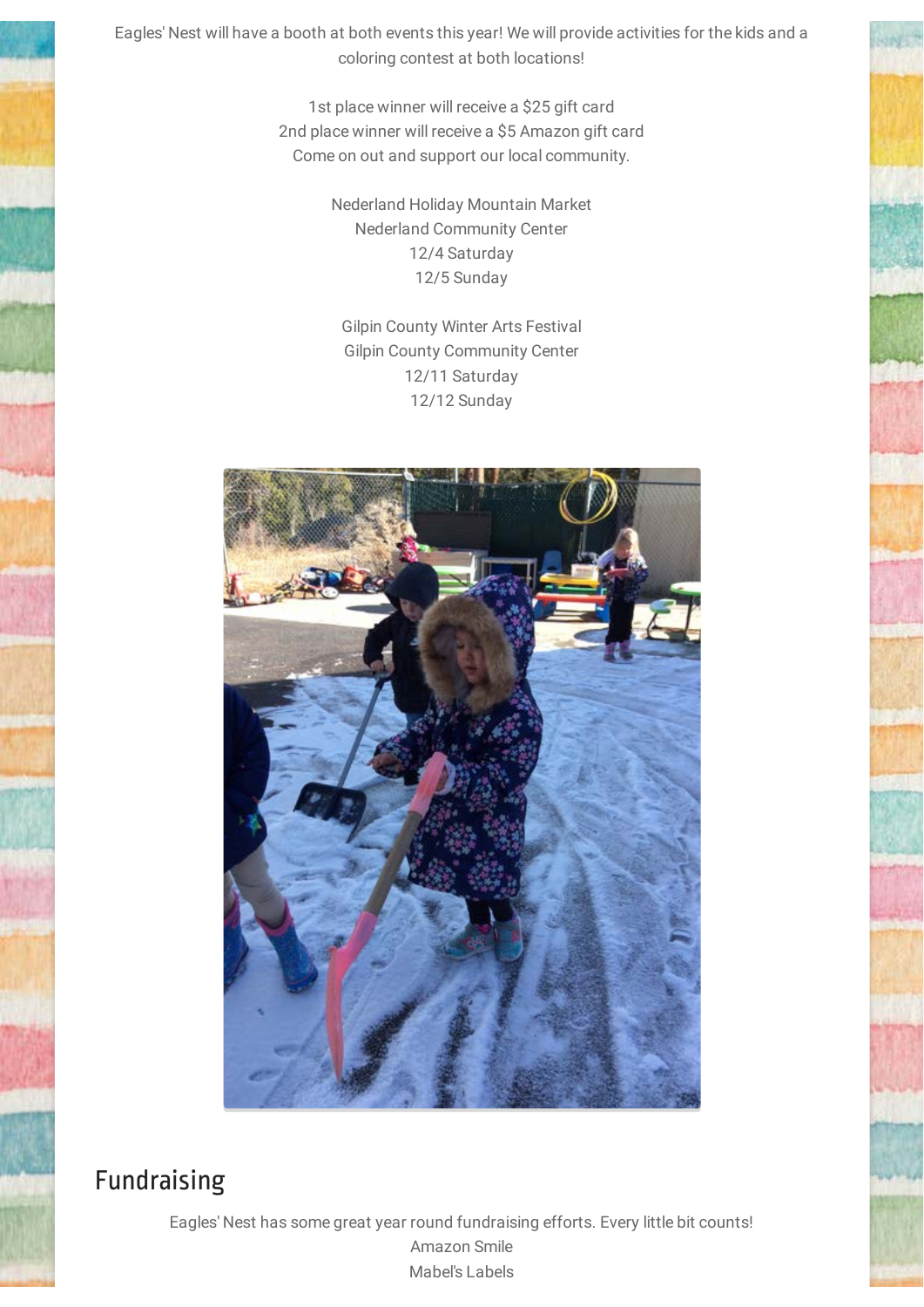Eagles' Nest will have a booth at both events this year! We will provide activities for the kids and a coloring contest at both locations!

1st place winner will receive a $25 gift card
2nd place winner will receive a $5 Amazon gift card
Come on out and support our local community.

Nederland Holiday Mountain Market
Nederland Community Center
12/4 Saturday
12/5 Sunday

Gilpin County Winter Arts Festival
Gilpin County Community Center
12/11 Saturday
12/12 Sunday

## Fundraising

Eagles' Nest has some great year round fundraising efforts. Every little bit counts!
Amazon Smile
Mabel's Labels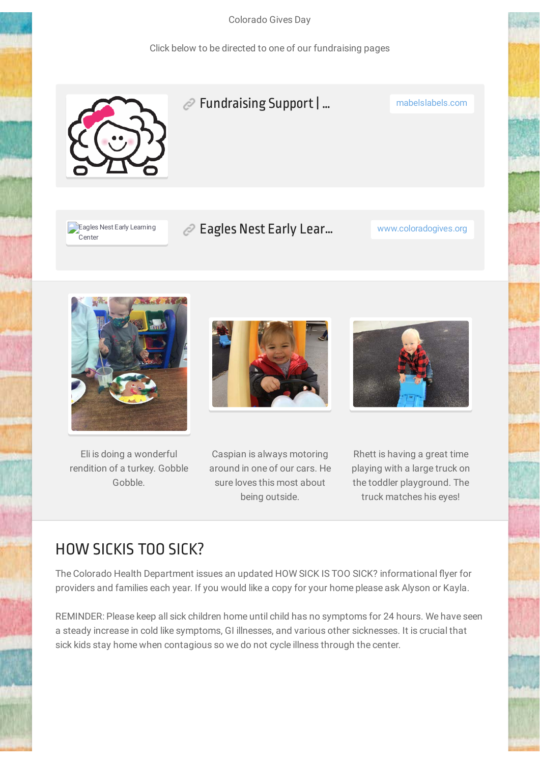Colorado Gives Day

Click below to be directed to one of our fundraising pages

Fundraising Support | ...

mabelslabels.com

Eagles Nest Early Learning Center

Eagles Nest Early Lear...

www.coloradogives.org

Eli is doing a wonderful rendition of a turkey. Gobble Gobble.

Caspian is always motoring around in one of our cars. He sure loves this most about being outside.

Rhett is having a great time playing with a large truck on the toddler playground. The truck matches his eyes!

## HOW SICKIS TOO SICK?

The Colorado Health Department issues an updated HOW SICK IS TOO SICK? informational flyer for providers and families each year. If you would like a copy for your home please ask Alyson or Kayla.

REMINDER: Please keep all sick children home until child has no symptoms for 24 hours. We have seen a steady increase in cold like symptoms, GI illnesses, and various other sicknesses. It is crucial that sick kids stay home when contagious so we do not cycle illness through the center.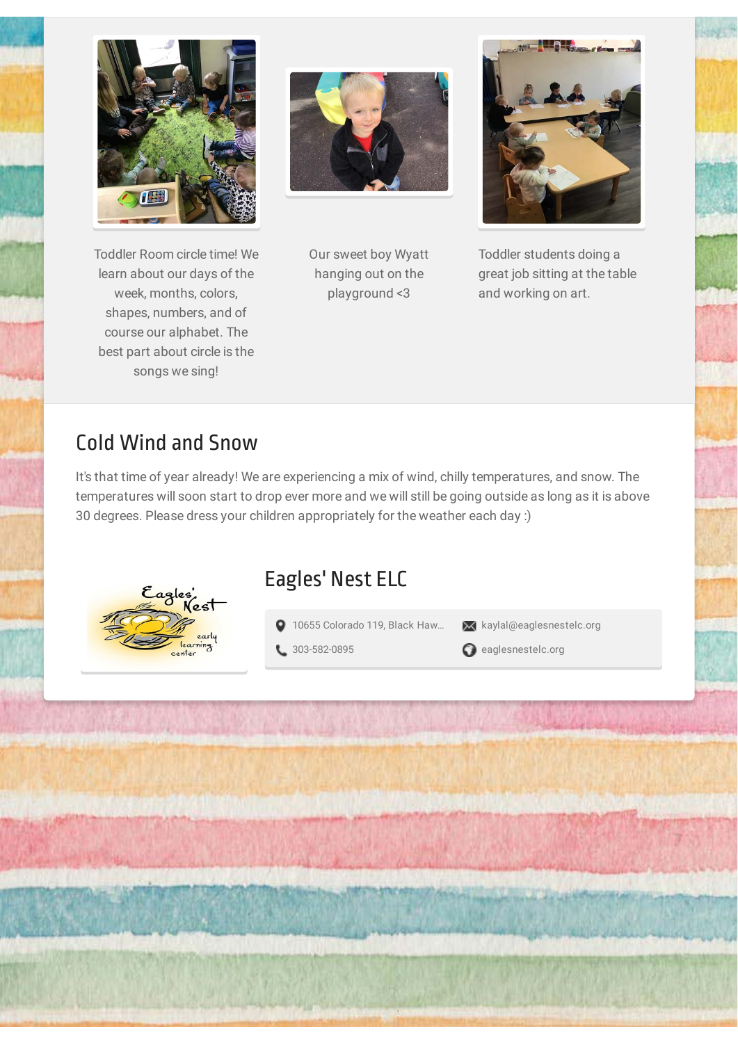Toddler Room circle time! We learn about our days of the week, months, colors, shapes, numbers, and of course our alphabet. The best part about circle is the songs we sing!

Our sweet boy Wyatt hanging out on the playground <3

Toddler students doing a great job sitting at the table and working on art.

## Cold Wind and Snow

It's that time of year already! We are experiencing a mix of wind, chilly temperatures, and snow. The temperatures will soon start to drop ever more and we will still be going outside as long as it is above 30 degrees. Please dress your children appropriately for the weather each day :)

## Eagles' Nest ELC

10655 Colorado 119, Black Haw...

kaylal@eaglesnestelc.org

303-582-0895

eaglesnestelc.org